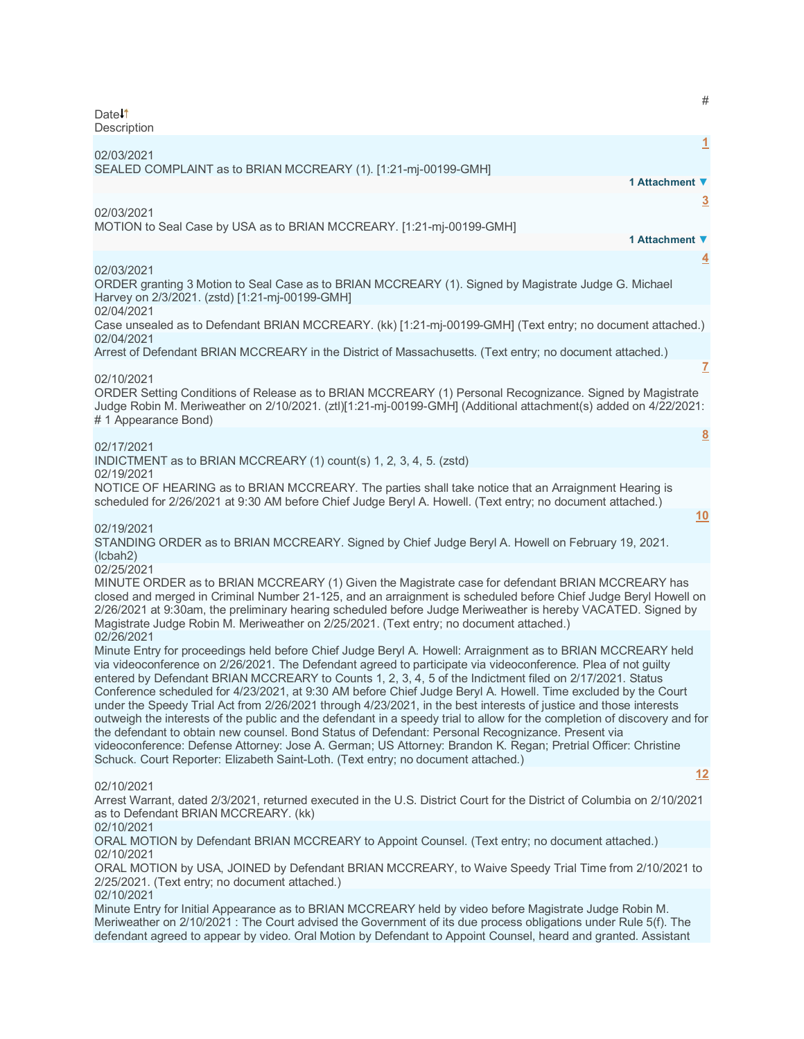| Date | # | Description |
| --- | --- | --- |
| 02/03/2021 | 1 | SEALED COMPLAINT as to BRIAN MCCREARY (1). [1:21-mj-00199-GMH] 1 Attachment |
| 02/03/2021 | 3 | MOTION to Seal Case by USA as to BRIAN MCCREARY. [1:21-mj-00199-GMH] 1 Attachment |
| 02/03/2021 | 4 | ORDER granting 3 Motion to Seal Case as to BRIAN MCCREARY (1). Signed by Magistrate Judge G. Michael Harvey on 2/3/2021. (zstd) [1:21-mj-00199-GMH] |
| 02/04/2021 | | Case unsealed as to Defendant BRIAN MCCREARY. (kk) [1:21-mj-00199-GMH] (Text entry; no document attached.) |
| 02/04/2021 | | Arrest of Defendant BRIAN MCCREARY in the District of Massachusetts. (Text entry; no document attached.) |
| 02/10/2021 | 7 | ORDER Setting Conditions of Release as to BRIAN MCCREARY (1) Personal Recognizance. Signed by Magistrate Judge Robin M. Meriweather on 2/10/2021. (ztl)[1:21-mj-00199-GMH] (Additional attachment(s) added on 4/22/2021: # 1 Appearance Bond) |
| 02/17/2021 | 8 | INDICTMENT as to BRIAN MCCREARY (1) count(s) 1, 2, 3, 4, 5. (zstd) |
| 02/19/2021 | | NOTICE OF HEARING as to BRIAN MCCREARY. The parties shall take notice that an Arraignment Hearing is scheduled for 2/26/2021 at 9:30 AM before Chief Judge Beryl A. Howell. (Text entry; no document attached.) |
| 02/19/2021 | 10 | STANDING ORDER as to BRIAN MCCREARY. Signed by Chief Judge Beryl A. Howell on February 19, 2021. (lcbah2) |
| 02/25/2021 | | MINUTE ORDER as to BRIAN MCCREARY (1) Given the Magistrate case for defendant BRIAN MCCREARY has closed and merged in Criminal Number 21-125, and an arraignment is scheduled before Chief Judge Beryl Howell on 2/26/2021 at 9:30am, the preliminary hearing scheduled before Judge Meriweather is hereby VACATED. Signed by Magistrate Judge Robin M. Meriweather on 2/25/2021. (Text entry; no document attached.) |
| 02/26/2021 | | Minute Entry for proceedings held before Chief Judge Beryl A. Howell: Arraignment as to BRIAN MCCREARY held via videoconference on 2/26/2021. The Defendant agreed to participate via videoconference. Plea of not guilty entered by Defendant BRIAN MCCREARY to Counts 1, 2, 3, 4, 5 of the Indictment filed on 2/17/2021. Status Conference scheduled for 4/23/2021, at 9:30 AM before Chief Judge Beryl A. Howell. Time excluded by the Court under the Speedy Trial Act from 2/26/2021 through 4/23/2021, in the best interests of justice and those interests outweigh the interests of the public and the defendant in a speedy trial to allow for the completion of discovery and for the defendant to obtain new counsel. Bond Status of Defendant: Personal Recognizance. Present via videoconference: Defense Attorney: Jose A. German; US Attorney: Brandon K. Regan; Pretrial Officer: Christine Schuck. Court Reporter: Elizabeth Saint-Loth. (Text entry; no document attached.) |
| 02/10/2021 | 12 | Arrest Warrant, dated 2/3/2021, returned executed in the U.S. District Court for the District of Columbia on 2/10/2021 as to Defendant BRIAN MCCREARY. (kk) |
| 02/10/2021 | | ORAL MOTION by Defendant BRIAN MCCREARY to Appoint Counsel. (Text entry; no document attached.) |
| 02/10/2021 | | ORAL MOTION by USA, JOINED by Defendant BRIAN MCCREARY, to Waive Speedy Trial Time from 2/10/2021 to 2/25/2021. (Text entry; no document attached.) |
| 02/10/2021 | | Minute Entry for Initial Appearance as to BRIAN MCCREARY held by video before Magistrate Judge Robin M. Meriweather on 2/10/2021 : The Court advised the Government of its due process obligations under Rule 5(f). The defendant agreed to appear by video. Oral Motion by Defendant to Appoint Counsel, heard and granted. Assistant |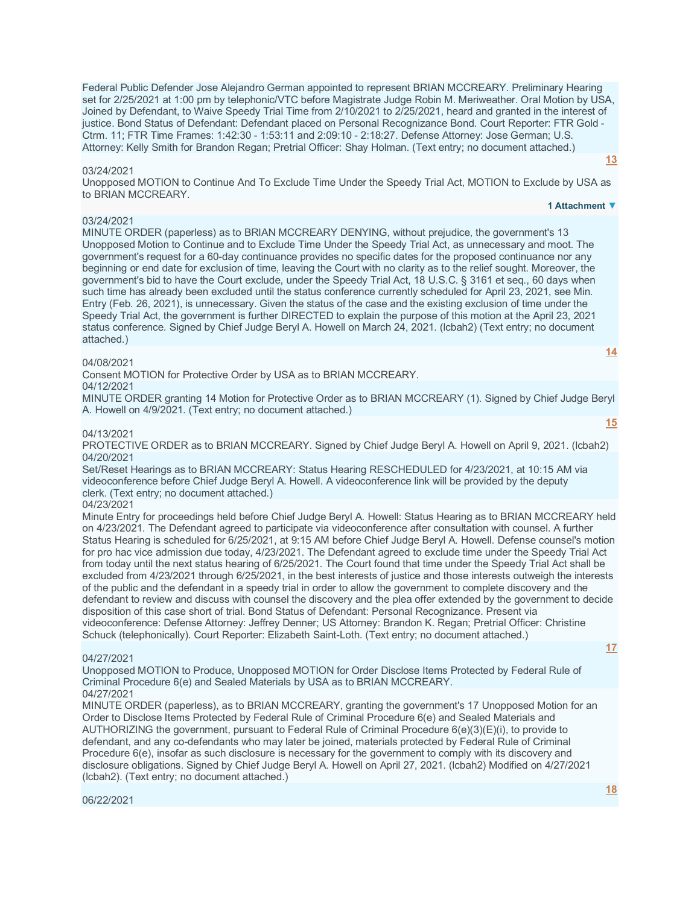Federal Public Defender Jose Alejandro German appointed to represent BRIAN MCCREARY. Preliminary Hearing set for 2/25/2021 at 1:00 pm by telephonic/VTC before Magistrate Judge Robin M. Meriweather. Oral Motion by USA, Joined by Defendant, to Waive Speedy Trial Time from 2/10/2021 to 2/25/2021, heard and granted in the interest of justice. Bond Status of Defendant: Defendant placed on Personal Recognizance Bond. Court Reporter: FTR Gold - Ctrm. 11; FTR Time Frames: 1:42:30 - 1:53:11 and 2:09:10 - 2:18:27. Defense Attorney: Jose German; U.S. Attorney: Kelly Smith for Brandon Regan; Pretrial Officer: Shay Holman. (Text entry; no document attached.)

**13**

03/24/2021

Unopposed MOTION to Continue And To Exclude Time Under the Speedy Trial Act, MOTION to Exclude by USA as to BRIAN MCCREARY.

**1 Attachment ▼**

03/24/2021

MINUTE ORDER (paperless) as to BRIAN MCCREARY DENYING, without prejudice, the government's 13 Unopposed Motion to Continue and to Exclude Time Under the Speedy Trial Act, as unnecessary and moot. The government's request for a 60-day continuance provides no specific dates for the proposed continuance nor any beginning or end date for exclusion of time, leaving the Court with no clarity as to the relief sought. Moreover, the government's bid to have the Court exclude, under the Speedy Trial Act, 18 U.S.C. § 3161 et seq., 60 days when such time has already been excluded until the status conference currently scheduled for April 23, 2021, see Min. Entry (Feb. 26, 2021), is unnecessary. Given the status of the case and the existing exclusion of time under the Speedy Trial Act, the government is further DIRECTED to explain the purpose of this motion at the April 23, 2021 status conference. Signed by Chief Judge Beryl A. Howell on March 24, 2021. (lcbah2) (Text entry; no document attached.)

**14**

04/08/2021

Consent MOTION for Protective Order by USA as to BRIAN MCCREARY.

04/12/2021

MINUTE ORDER granting 14 Motion for Protective Order as to BRIAN MCCREARY (1). Signed by Chief Judge Beryl A. Howell on 4/9/2021. (Text entry; no document attached.)

**15**

04/13/2021

PROTECTIVE ORDER as to BRIAN MCCREARY. Signed by Chief Judge Beryl A. Howell on April 9, 2021. (lcbah2)

04/20/2021

Set/Reset Hearings as to BRIAN MCCREARY: Status Hearing RESCHEDULED for 4/23/2021, at 10:15 AM via videoconference before Chief Judge Beryl A. Howell. A videoconference link will be provided by the deputy clerk. (Text entry; no document attached.)

04/23/2021

Minute Entry for proceedings held before Chief Judge Beryl A. Howell: Status Hearing as to BRIAN MCCREARY held on 4/23/2021. The Defendant agreed to participate via videoconference after consultation with counsel. A further Status Hearing is scheduled for 6/25/2021, at 9:15 AM before Chief Judge Beryl A. Howell. Defense counsel's motion for pro hac vice admission due today, 4/23/2021. The Defendant agreed to exclude time under the Speedy Trial Act from today until the next status hearing of 6/25/2021. The Court found that time under the Speedy Trial Act shall be excluded from 4/23/2021 through 6/25/2021, in the best interests of justice and those interests outweigh the interests of the public and the defendant in a speedy trial in order to allow the government to complete discovery and the defendant to review and discuss with counsel the discovery and the plea offer extended by the government to decide disposition of this case short of trial. Bond Status of Defendant: Personal Recognizance. Present via videoconference: Defense Attorney: Jeffrey Denner; US Attorney: Brandon K. Regan; Pretrial Officer: Christine Schuck (telephonically). Court Reporter: Elizabeth Saint-Loth. (Text entry; no document attached.)

**17**

04/27/2021

Unopposed MOTION to Produce, Unopposed MOTION for Order Disclose Items Protected by Federal Rule of Criminal Procedure 6(e) and Sealed Materials by USA as to BRIAN MCCREARY.

04/27/2021

MINUTE ORDER (paperless), as to BRIAN MCCREARY, granting the government's 17 Unopposed Motion for an Order to Disclose Items Protected by Federal Rule of Criminal Procedure 6(e) and Sealed Materials and AUTHORIZING the government, pursuant to Federal Rule of Criminal Procedure 6(e)(3)(E)(i), to provide to defendant, and any co-defendants who may later be joined, materials protected by Federal Rule of Criminal Procedure 6(e), insofar as such disclosure is necessary for the government to comply with its discovery and disclosure obligations. Signed by Chief Judge Beryl A. Howell on April 27, 2021. (lcbah2) Modified on 4/27/2021 (lcbah2). (Text entry; no document attached.)

**18**

06/22/2021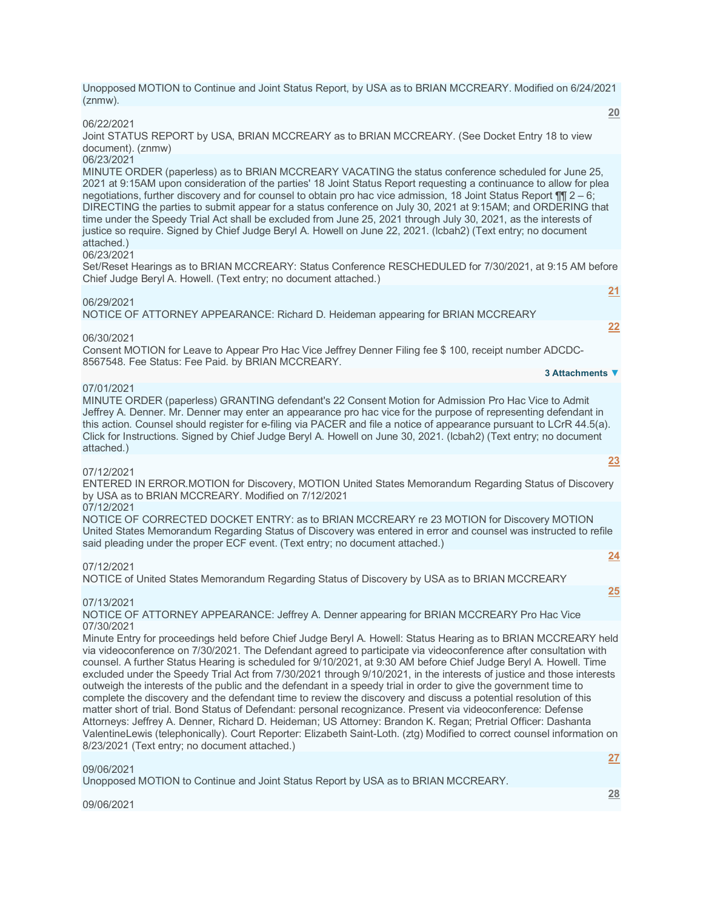Unopposed MOTION to Continue and Joint Status Report, by USA as to BRIAN MCCREARY. Modified on 6/24/2021 (znmw).

**20**

06/22/2021
Joint STATUS REPORT by USA, BRIAN MCCREARY as to BRIAN MCCREARY. (See Docket Entry 18 to view document). (znmw)

06/23/2021
MINUTE ORDER (paperless) as to BRIAN MCCREARY VACATING the status conference scheduled for June 25, 2021 at 9:15AM upon consideration of the parties' 18 Joint Status Report requesting a continuance to allow for plea negotiations, further discovery and for counsel to obtain pro hac vice admission, 18 Joint Status Report ¶¶ 2 – 6; DIRECTING the parties to submit appear for a status conference on July 30, 2021 at 9:15AM; and ORDERING that time under the Speedy Trial Act shall be excluded from June 25, 2021 through July 30, 2021, as the interests of justice so require. Signed by Chief Judge Beryl A. Howell on June 22, 2021. (lcbah2) (Text entry; no document attached.)

06/23/2021
Set/Reset Hearings as to BRIAN MCCREARY: Status Conference RESCHEDULED for 7/30/2021, at 9:15 AM before Chief Judge Beryl A. Howell. (Text entry; no document attached.)

**21**

06/29/2021
NOTICE OF ATTORNEY APPEARANCE: Richard D. Heideman appearing for BRIAN MCCREARY

**22**

06/30/2021
Consent MOTION for Leave to Appear Pro Hac Vice Jeffrey Denner Filing fee $ 100, receipt number ADCDC-8567548. Fee Status: Fee Paid. by BRIAN MCCREARY.

**3 Attachments ▼**

07/01/2021
MINUTE ORDER (paperless) GRANTING defendant's 22 Consent Motion for Admission Pro Hac Vice to Admit Jeffrey A. Denner. Mr. Denner may enter an appearance pro hac vice for the purpose of representing defendant in this action. Counsel should register for e-filing via PACER and file a notice of appearance pursuant to LCrR 44.5(a). Click for Instructions. Signed by Chief Judge Beryl A. Howell on June 30, 2021. (lcbah2) (Text entry; no document attached.)

**23**

07/12/2021
ENTERED IN ERROR.MOTION for Discovery, MOTION United States Memorandum Regarding Status of Discovery by USA as to BRIAN MCCREARY. Modified on 7/12/2021

07/12/2021
NOTICE OF CORRECTED DOCKET ENTRY: as to BRIAN MCCREARY re 23 MOTION for Discovery MOTION United States Memorandum Regarding Status of Discovery was entered in error and counsel was instructed to refile said pleading under the proper ECF event. (Text entry; no document attached.)

**24**

07/12/2021
NOTICE of United States Memorandum Regarding Status of Discovery by USA as to BRIAN MCCREARY

**25**

07/13/2021
NOTICE OF ATTORNEY APPEARANCE: Jeffrey A. Denner appearing for BRIAN MCCREARY Pro Hac Vice

07/30/2021
Minute Entry for proceedings held before Chief Judge Beryl A. Howell: Status Hearing as to BRIAN MCCREARY held via videoconference on 7/30/2021. The Defendant agreed to participate via videoconference after consultation with counsel. A further Status Hearing is scheduled for 9/10/2021, at 9:30 AM before Chief Judge Beryl A. Howell. Time excluded under the Speedy Trial Act from 7/30/2021 through 9/10/2021, in the interests of justice and those interests outweigh the interests of the public and the defendant in a speedy trial in order to give the government time to complete the discovery and the defendant time to review the discovery and discuss a potential resolution of this matter short of trial. Bond Status of Defendant: personal recognizance. Present via videoconference: Defense Attorneys: Jeffrey A. Denner, Richard D. Heideman; US Attorney: Brandon K. Regan; Pretrial Officer: Dashanta ValentineLewis (telephonically). Court Reporter: Elizabeth Saint-Loth. (ztg) Modified to correct counsel information on 8/23/2021 (Text entry; no document attached.)

**27**

09/06/2021
Unopposed MOTION to Continue and Joint Status Report by USA as to BRIAN MCCREARY.

**28**

09/06/2021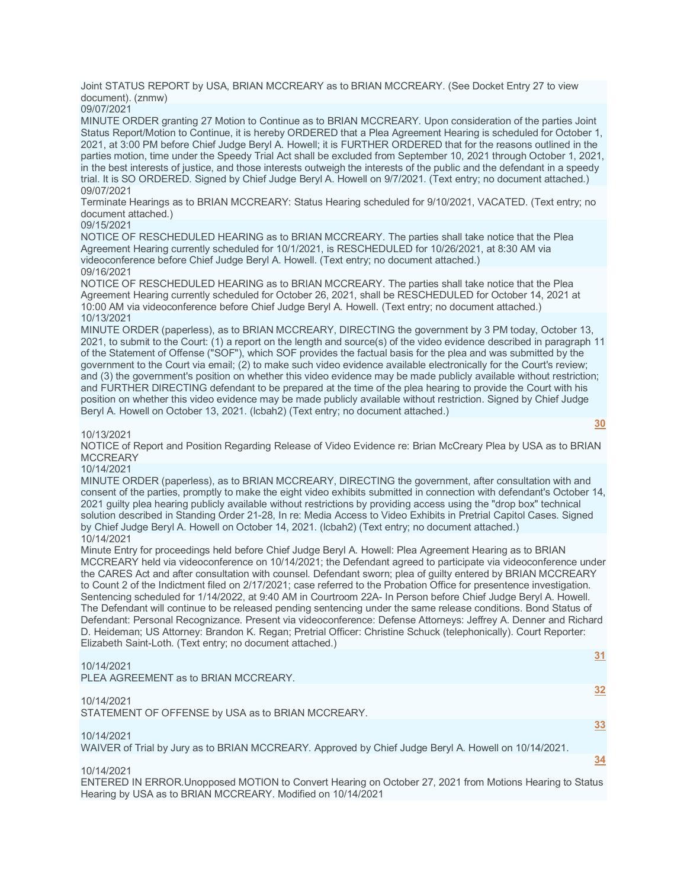Joint STATUS REPORT by USA, BRIAN MCCREARY as to BRIAN MCCREARY. (See Docket Entry 27 to view document). (znmw)

09/07/2021

MINUTE ORDER granting 27 Motion to Continue as to BRIAN MCCREARY. Upon consideration of the parties Joint Status Report/Motion to Continue, it is hereby ORDERED that a Plea Agreement Hearing is scheduled for October 1, 2021, at 3:00 PM before Chief Judge Beryl A. Howell; it is FURTHER ORDERED that for the reasons outlined in the parties motion, time under the Speedy Trial Act shall be excluded from September 10, 2021 through October 1, 2021, in the best interests of justice, and those interests outweigh the interests of the public and the defendant in a speedy trial. It is SO ORDERED. Signed by Chief Judge Beryl A. Howell on 9/7/2021. (Text entry; no document attached.)

09/07/2021

Terminate Hearings as to BRIAN MCCREARY: Status Hearing scheduled for 9/10/2021, VACATED. (Text entry; no document attached.)

09/15/2021

NOTICE OF RESCHEDULED HEARING as to BRIAN MCCREARY. The parties shall take notice that the Plea Agreement Hearing currently scheduled for 10/1/2021, is RESCHEDULED for 10/26/2021, at 8:30 AM via videoconference before Chief Judge Beryl A. Howell. (Text entry; no document attached.)

09/16/2021

NOTICE OF RESCHEDULED HEARING as to BRIAN MCCREARY. The parties shall take notice that the Plea Agreement Hearing currently scheduled for October 26, 2021, shall be RESCHEDULED for October 14, 2021 at 10:00 AM via videoconference before Chief Judge Beryl A. Howell. (Text entry; no document attached.)

10/13/2021

MINUTE ORDER (paperless), as to BRIAN MCCREARY, DIRECTING the government by 3 PM today, October 13, 2021, to submit to the Court: (1) a report on the length and source(s) of the video evidence described in paragraph 11 of the Statement of Offense ("SOF"), which SOF provides the factual basis for the plea and was submitted by the government to the Court via email; (2) to make such video evidence available electronically for the Court's review; and (3) the government's position on whether this video evidence may be made publicly available without restriction; and FURTHER DIRECTING defendant to be prepared at the time of the plea hearing to provide the Court with his position on whether this video evidence may be made publicly available without restriction. Signed by Chief Judge Beryl A. Howell on October 13, 2021. (lcbah2) (Text entry; no document attached.)

30

10/13/2021

NOTICE of Report and Position Regarding Release of Video Evidence re: Brian McCreary Plea by USA as to BRIAN MCCREARY

10/14/2021

MINUTE ORDER (paperless), as to BRIAN MCCREARY, DIRECTING the government, after consultation with and consent of the parties, promptly to make the eight video exhibits submitted in connection with defendant's October 14, 2021 guilty plea hearing publicly available without restrictions by providing access using the "drop box" technical solution described in Standing Order 21-28, In re: Media Access to Video Exhibits in Pretrial Capitol Cases. Signed by Chief Judge Beryl A. Howell on October 14, 2021. (lcbah2) (Text entry; no document attached.)

10/14/2021

Minute Entry for proceedings held before Chief Judge Beryl A. Howell: Plea Agreement Hearing as to BRIAN MCCREARY held via videoconference on 10/14/2021; the Defendant agreed to participate via videoconference under the CARES Act and after consultation with counsel. Defendant sworn; plea of guilty entered by BRIAN MCCREARY to Count 2 of the Indictment filed on 2/17/2021; case referred to the Probation Office for presentence investigation. Sentencing scheduled for 1/14/2022, at 9:40 AM in Courtroom 22A- In Person before Chief Judge Beryl A. Howell. The Defendant will continue to be released pending sentencing under the same release conditions. Bond Status of Defendant: Personal Recognizance. Present via videoconference: Defense Attorneys: Jeffrey A. Denner and Richard D. Heideman; US Attorney: Brandon K. Regan; Pretrial Officer: Christine Schuck (telephonically). Court Reporter: Elizabeth Saint-Loth. (Text entry; no document attached.)

31

10/14/2021

PLEA AGREEMENT as to BRIAN MCCREARY.

32

10/14/2021

STATEMENT OF OFFENSE by USA as to BRIAN MCCREARY.

33

10/14/2021

WAIVER of Trial by Jury as to BRIAN MCCREARY. Approved by Chief Judge Beryl A. Howell on 10/14/2021.

34

10/14/2021

ENTERED IN ERROR.Unopposed MOTION to Convert Hearing on October 27, 2021 from Motions Hearing to Status Hearing by USA as to BRIAN MCCREARY. Modified on 10/14/2021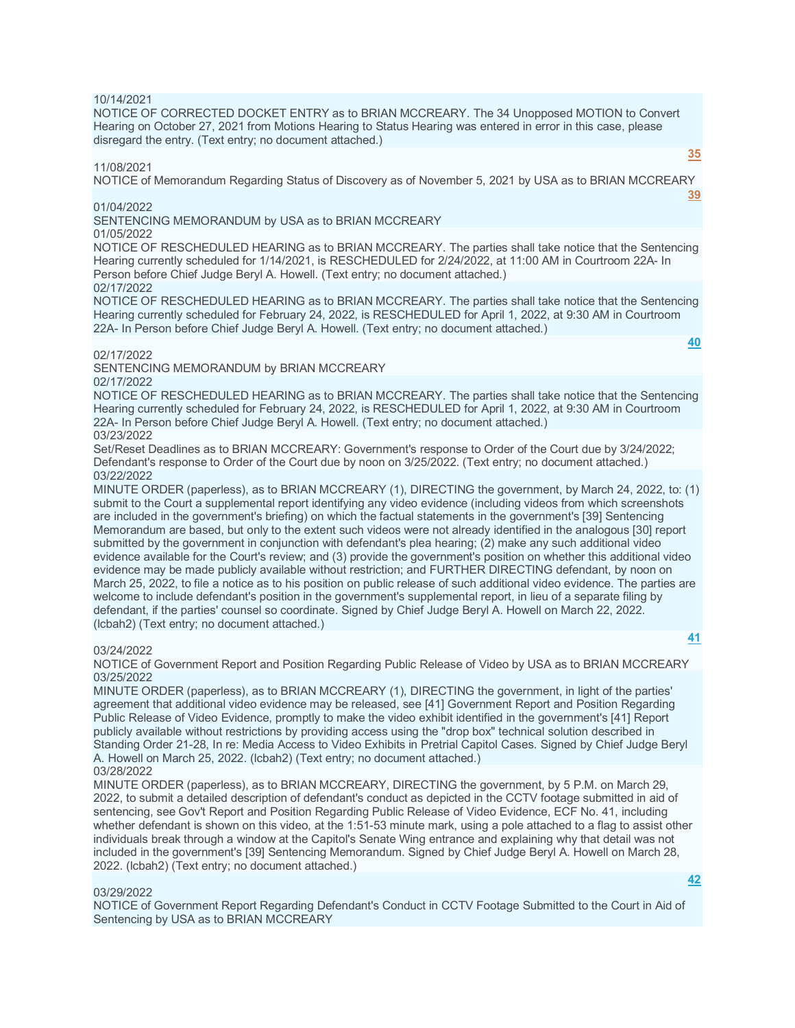10/14/2021
NOTICE OF CORRECTED DOCKET ENTRY as to BRIAN MCCREARY. The 34 Unopposed MOTION to Convert Hearing on October 27, 2021 from Motions Hearing to Status Hearing was entered in error in this case, please disregard the entry. (Text entry; no document attached.)

35

11/08/2021
NOTICE of Memorandum Regarding Status of Discovery as of November 5, 2021 by USA as to BRIAN MCCREARY

39

01/04/2022
SENTENCING MEMORANDUM by USA as to BRIAN MCCREARY

01/05/2022
NOTICE OF RESCHEDULED HEARING as to BRIAN MCCREARY. The parties shall take notice that the Sentencing Hearing currently scheduled for 1/14/2021, is RESCHEDULED for 2/24/2022, at 11:00 AM in Courtroom 22A- In Person before Chief Judge Beryl A. Howell. (Text entry; no document attached.)

02/17/2022
NOTICE OF RESCHEDULED HEARING as to BRIAN MCCREARY. The parties shall take notice that the Sentencing Hearing currently scheduled for February 24, 2022, is RESCHEDULED for April 1, 2022, at 9:30 AM in Courtroom 22A- In Person before Chief Judge Beryl A. Howell. (Text entry; no document attached.)

40

02/17/2022
SENTENCING MEMORANDUM by BRIAN MCCREARY

02/17/2022
NOTICE OF RESCHEDULED HEARING as to BRIAN MCCREARY. The parties shall take notice that the Sentencing Hearing currently scheduled for February 24, 2022, is RESCHEDULED for April 1, 2022, at 9:30 AM in Courtroom 22A- In Person before Chief Judge Beryl A. Howell. (Text entry; no document attached.)

03/23/2022
Set/Reset Deadlines as to BRIAN MCCREARY: Government's response to Order of the Court due by 3/24/2022; Defendant's response to Order of the Court due by noon on 3/25/2022. (Text entry; no document attached.)

03/22/2022
MINUTE ORDER (paperless), as to BRIAN MCCREARY (1), DIRECTING the government, by March 24, 2022, to: (1) submit to the Court a supplemental report identifying any video evidence (including videos from which screenshots are included in the government's briefing) on which the factual statements in the government's [39] Sentencing Memorandum are based, but only to the extent such videos were not already identified in the analogous [30] report submitted by the government in conjunction with defendant's plea hearing; (2) make any such additional video evidence available for the Court's review; and (3) provide the government's position on whether this additional video evidence may be made publicly available without restriction; and FURTHER DIRECTING defendant, by noon on March 25, 2022, to file a notice as to his position on public release of such additional video evidence. The parties are welcome to include defendant's position in the government's supplemental report, in lieu of a separate filing by defendant, if the parties' counsel so coordinate. Signed by Chief Judge Beryl A. Howell on March 22, 2022. (lcbah2) (Text entry; no document attached.)

41

03/24/2022
NOTICE of Government Report and Position Regarding Public Release of Video by USA as to BRIAN MCCREARY

03/25/2022
MINUTE ORDER (paperless), as to BRIAN MCCREARY (1), DIRECTING the government, in light of the parties' agreement that additional video evidence may be released, see [41] Government Report and Position Regarding Public Release of Video Evidence, promptly to make the video exhibit identified in the government's [41] Report publicly available without restrictions by providing access using the "drop box" technical solution described in Standing Order 21-28, In re: Media Access to Video Exhibits in Pretrial Capitol Cases. Signed by Chief Judge Beryl A. Howell on March 25, 2022. (lcbah2) (Text entry; no document attached.)

03/28/2022
MINUTE ORDER (paperless), as to BRIAN MCCREARY, DIRECTING the government, by 5 P.M. on March 29, 2022, to submit a detailed description of defendant's conduct as depicted in the CCTV footage submitted in aid of sentencing, see Gov't Report and Position Regarding Public Release of Video Evidence, ECF No. 41, including whether defendant is shown on this video, at the 1:51-53 minute mark, using a pole attached to a flag to assist other individuals break through a window at the Capitol's Senate Wing entrance and explaining why that detail was not included in the government's [39] Sentencing Memorandum. Signed by Chief Judge Beryl A. Howell on March 28, 2022. (lcbah2) (Text entry; no document attached.)

42

03/29/2022
NOTICE of Government Report Regarding Defendant's Conduct in CCTV Footage Submitted to the Court in Aid of Sentencing by USA as to BRIAN MCCREARY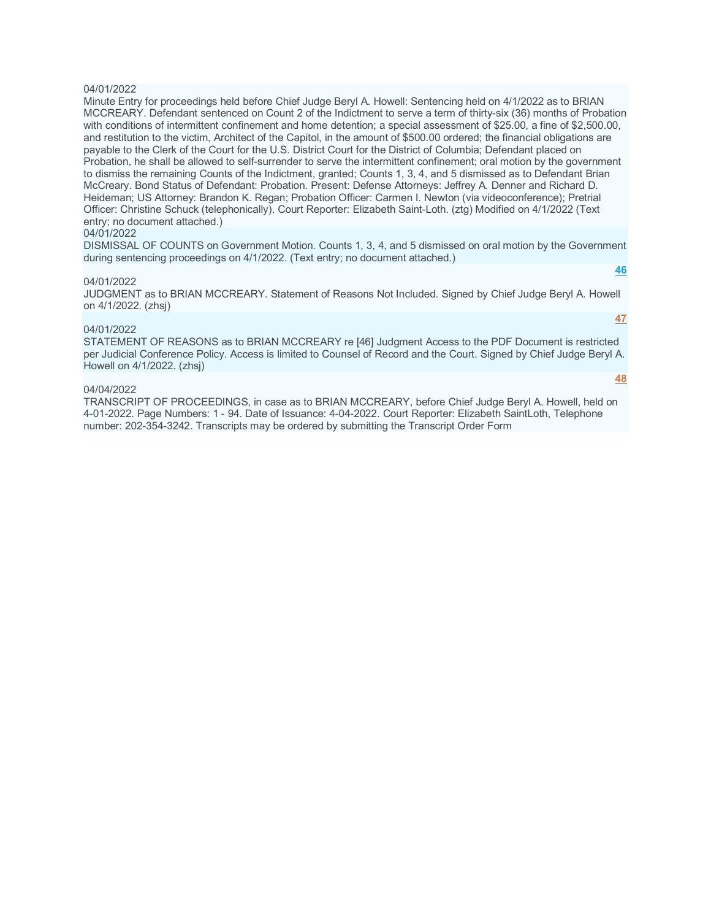04/01/2022

Minute Entry for proceedings held before Chief Judge Beryl A. Howell: Sentencing held on 4/1/2022 as to BRIAN MCCREARY. Defendant sentenced on Count 2 of the Indictment to serve a term of thirty-six (36) months of Probation with conditions of intermittent confinement and home detention; a special assessment of $25.00, a fine of $2,500.00, and restitution to the victim, Architect of the Capitol, in the amount of $500.00 ordered; the financial obligations are payable to the Clerk of the Court for the U.S. District Court for the District of Columbia; Defendant placed on Probation, he shall be allowed to self-surrender to serve the intermittent confinement; oral motion by the government to dismiss the remaining Counts of the Indictment, granted; Counts 1, 3, 4, and 5 dismissed as to Defendant Brian McCreary. Bond Status of Defendant: Probation. Present: Defense Attorneys: Jeffrey A. Denner and Richard D. Heideman; US Attorney: Brandon K. Regan; Probation Officer: Carmen I. Newton (via videoconference); Pretrial Officer: Christine Schuck (telephonically). Court Reporter: Elizabeth Saint-Loth. (ztg) Modified on 4/1/2022 (Text entry; no document attached.)

04/01/2022

DISMISSAL OF COUNTS on Government Motion. Counts 1, 3, 4, and 5 dismissed on oral motion by the Government during sentencing proceedings on 4/1/2022. (Text entry; no document attached.)

46

04/01/2022

JUDGMENT as to BRIAN MCCREARY. Statement of Reasons Not Included. Signed by Chief Judge Beryl A. Howell on 4/1/2022. (zhsj)

47

04/01/2022

STATEMENT OF REASONS as to BRIAN MCCREARY re [46] Judgment Access to the PDF Document is restricted per Judicial Conference Policy. Access is limited to Counsel of Record and the Court. Signed by Chief Judge Beryl A. Howell on 4/1/2022. (zhsj)

48

04/04/2022

TRANSCRIPT OF PROCEEDINGS, in case as to BRIAN MCCREARY, before Chief Judge Beryl A. Howell, held on 4-01-2022. Page Numbers: 1 - 94. Date of Issuance: 4-04-2022. Court Reporter: Elizabeth SaintLoth, Telephone number: 202-354-3242. Transcripts may be ordered by submitting the Transcript Order Form